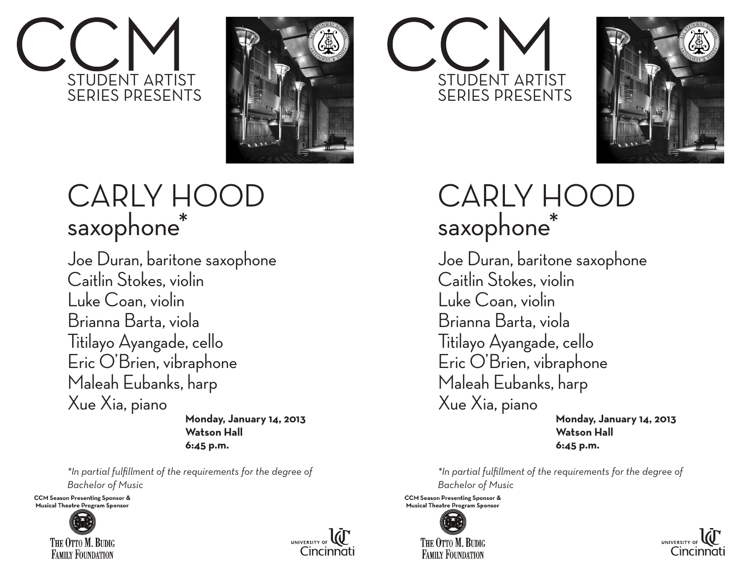# CCM

STUDENT ARTIST SERIES PRESENTS

# CARLY HOOD

## saxophone*

Joe Duran, baritone saxophone
Caitlin Stokes, violin
Luke Coan, violin
Brianna Barta, viola
Titilayo Ayangade, cello
Eric O'Brien, vibraphone
Maleah Eubanks, harp
Xue Xia, piano

**Monday, January 14, 2013**
**Watson Hall**
**6:45 p.m.**

*\*In partial fulfillment of the requirements for the degree of Bachelor of Music*

**CCM Season Presenting Sponsor & Musical Theatre Program Sponsor**

THE OTTO M. BUDIG FAMILY FOUNDATION

UNIVERSITY OF Cincinnati

# CCM

STUDENT ARTIST SERIES PRESENTS

# CARLY HOOD

## saxophone*

Joe Duran, baritone saxophone
Caitlin Stokes, violin
Luke Coan, violin
Brianna Barta, viola
Titilayo Ayangade, cello
Eric O'Brien, vibraphone
Maleah Eubanks, harp
Xue Xia, piano

**Monday, January 14, 2013**
**Watson Hall**
**6:45 p.m.**

*\*In partial fulfillment of the requirements for the degree of Bachelor of Music*

**CCM Season Presenting Sponsor & Musical Theatre Program Sponsor**

THE OTTO M. BUDIG FAMILY FOUNDATION

UNIVERSITY OF Cincinnati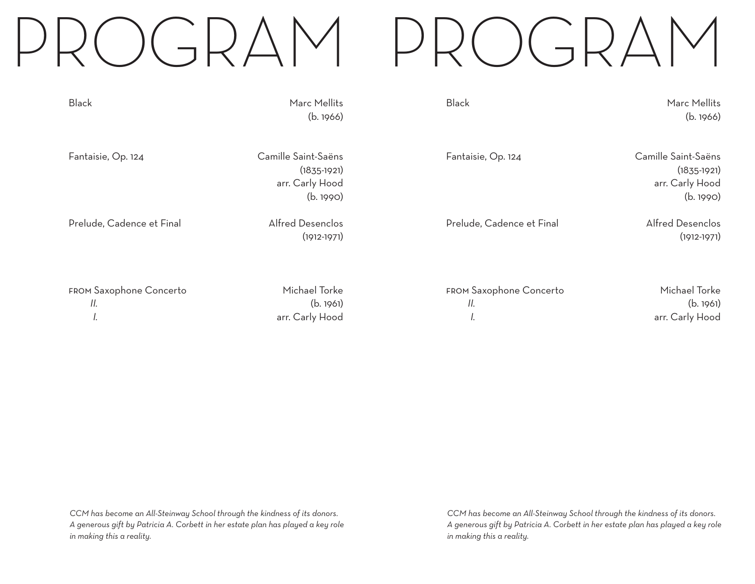# PROGRAM

| | |
|---|---|
| Black | Marc Mellits<br>(b. 1966) |
| Fantaisie, Op. 124 | Camille Saint-Saëns<br>(1835-1921)<br>arr. Carly Hood<br>(b. 1990) |
| Prelude, Cadence et Final | Alfred Desenclos<br>(1912-1971) |
| FROM Saxophone Concerto<br>*II.*<br>*I.* | Michael Torke<br>(b. 1961)<br>arr. Carly Hood |

*CCM has become an All-Steinway School through the kindness of its donors. A generous gift by Patricia A. Corbett in her estate plan has played a key role in making this a reality.*

# PROGRAM

| | |
|---|---|
| Black | Marc Mellits<br>(b. 1966) |
| Fantaisie, Op. 124 | Camille Saint-Saëns<br>(1835-1921)<br>arr. Carly Hood<br>(b. 1990) |
| Prelude, Cadence et Final | Alfred Desenclos<br>(1912-1971) |
| FROM Saxophone Concerto<br>*II.*<br>*I.* | Michael Torke<br>(b. 1961)<br>arr. Carly Hood |

*CCM has become an All-Steinway School through the kindness of its donors. A generous gift by Patricia A. Corbett in her estate plan has played a key role in making this a reality.*